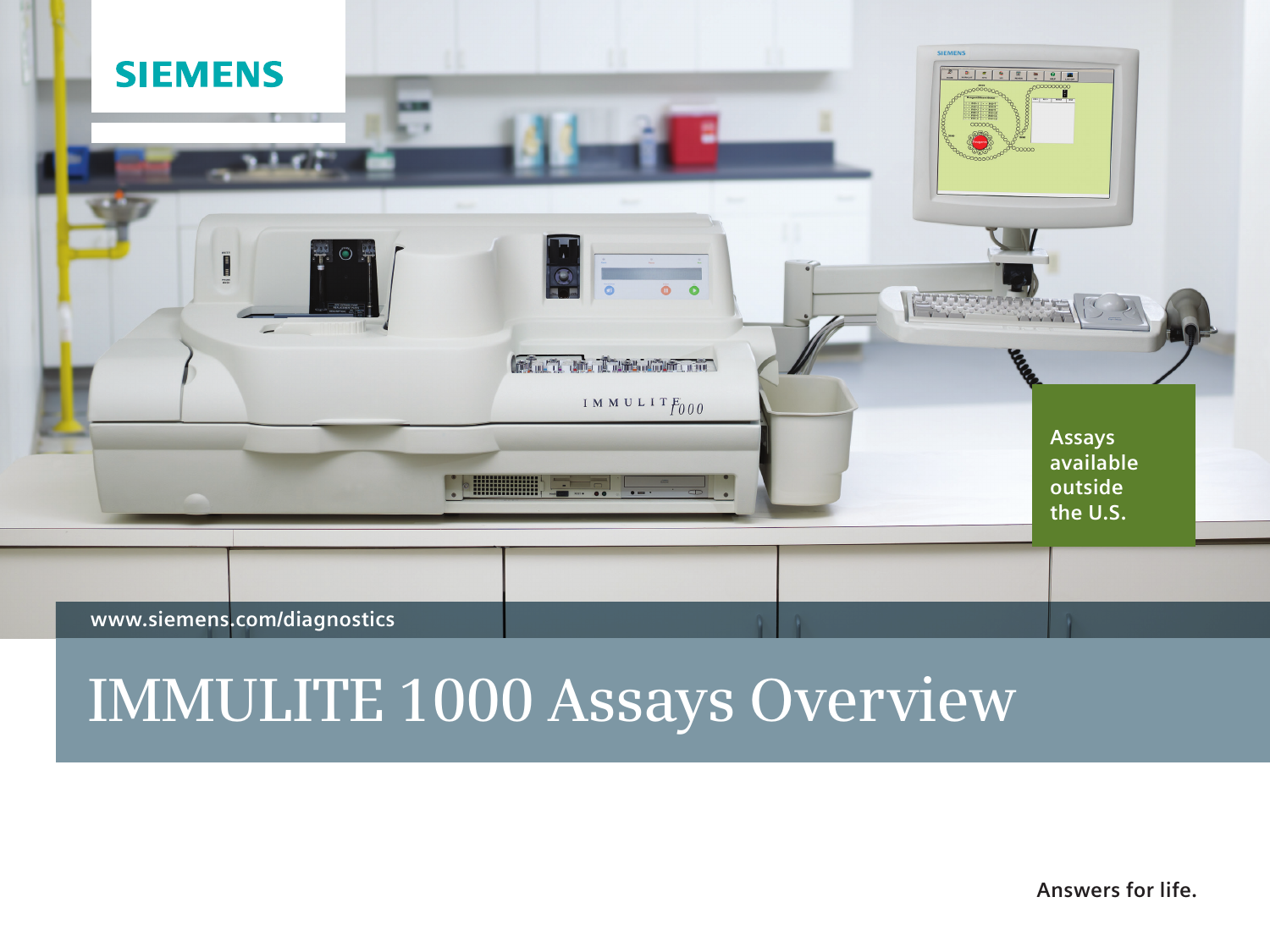SIEMENS

Assays available outside the U.S.

www.siemens.com/diagnostics

# IMMULITE 1000 Assays Overview

Answers for life.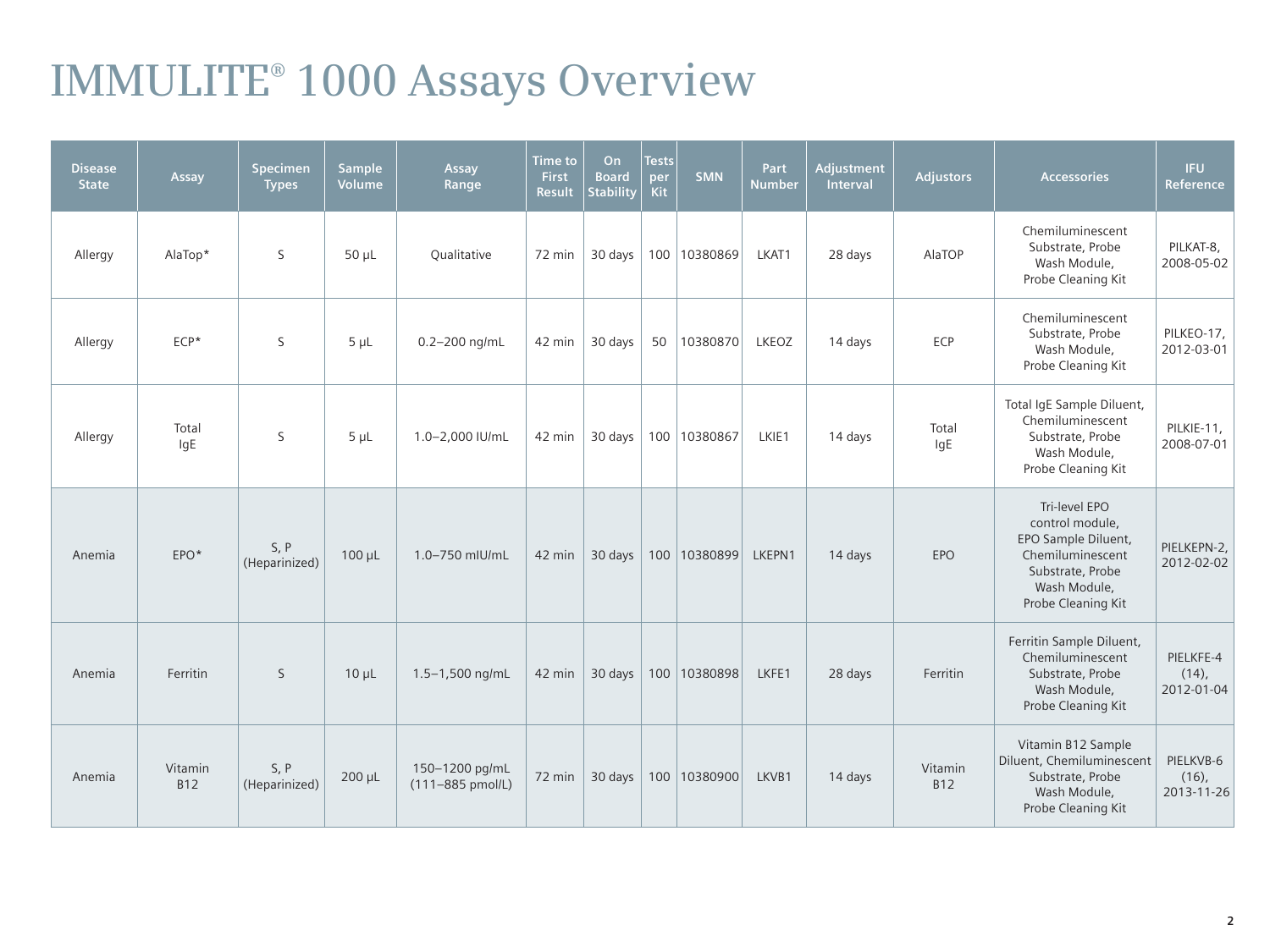# IMMULITE® 1000 Assays Overview

| Disease State | Assay | Specimen Types | Sample Volume | Assay Range | Time to First Result | On Board Stability | Tests per Kit | SMN | Part Number | Adjustment Interval | Adjustors | Accessories | IFU Reference |
|---|---|---|---|---|---|---|---|---|---|---|---|---|---|
| Allergy | AlaTop* | S | 50 µL | Qualitative | 72 min | 30 days | 100 | 10380869 | LKAT1 | 28 days | AlaTOP | Chemiluminescent Substrate, Probe Wash Module, Probe Cleaning Kit | PILKAT-8, 2008-05-02 |
| Allergy | ECP* | S | 5 µL | 0.2–200 ng/mL | 42 min | 30 days | 50 | 10380870 | LKEOZ | 14 days | ECP | Chemiluminescent Substrate, Probe Wash Module, Probe Cleaning Kit | PILKEO-17, 2012-03-01 |
| Allergy | Total IgE | S | 5 µL | 1.0–2,000 IU/mL | 42 min | 30 days | 100 | 10380867 | LKIE1 | 14 days | Total IgE | Total IgE Sample Diluent, Chemiluminescent Substrate, Probe Wash Module, Probe Cleaning Kit | PILKIE-11, 2008-07-01 |
| Anemia | EPO* | S, P (Heparinized) | 100 µL | 1.0–750 mIU/mL | 42 min | 30 days | 100 | 10380899 | LKEPN1 | 14 days | EPO | Tri-level EPO control module, EPO Sample Diluent, Chemiluminescent Substrate, Probe Wash Module, Probe Cleaning Kit | PIELKEPN-2, 2012-02-02 |
| Anemia | Ferritin | S | 10 µL | 1.5–1,500 ng/mL | 42 min | 30 days | 100 | 10380898 | LKFE1 | 28 days | Ferritin | Ferritin Sample Diluent, Chemiluminescent Substrate, Probe Wash Module, Probe Cleaning Kit | PIELKFE-4 (14), 2012-01-04 |
| Anemia | Vitamin B12 | S, P (Heparinized) | 200 µL | 150–1200 pg/mL (111–885 pmol/L) | 72 min | 30 days | 100 | 10380900 | LKVB1 | 14 days | Vitamin B12 | Vitamin B12 Sample Diluent, Chemiluminescent Substrate, Probe Wash Module, Probe Cleaning Kit | PIELKVB-6 (16), 2013-11-26 |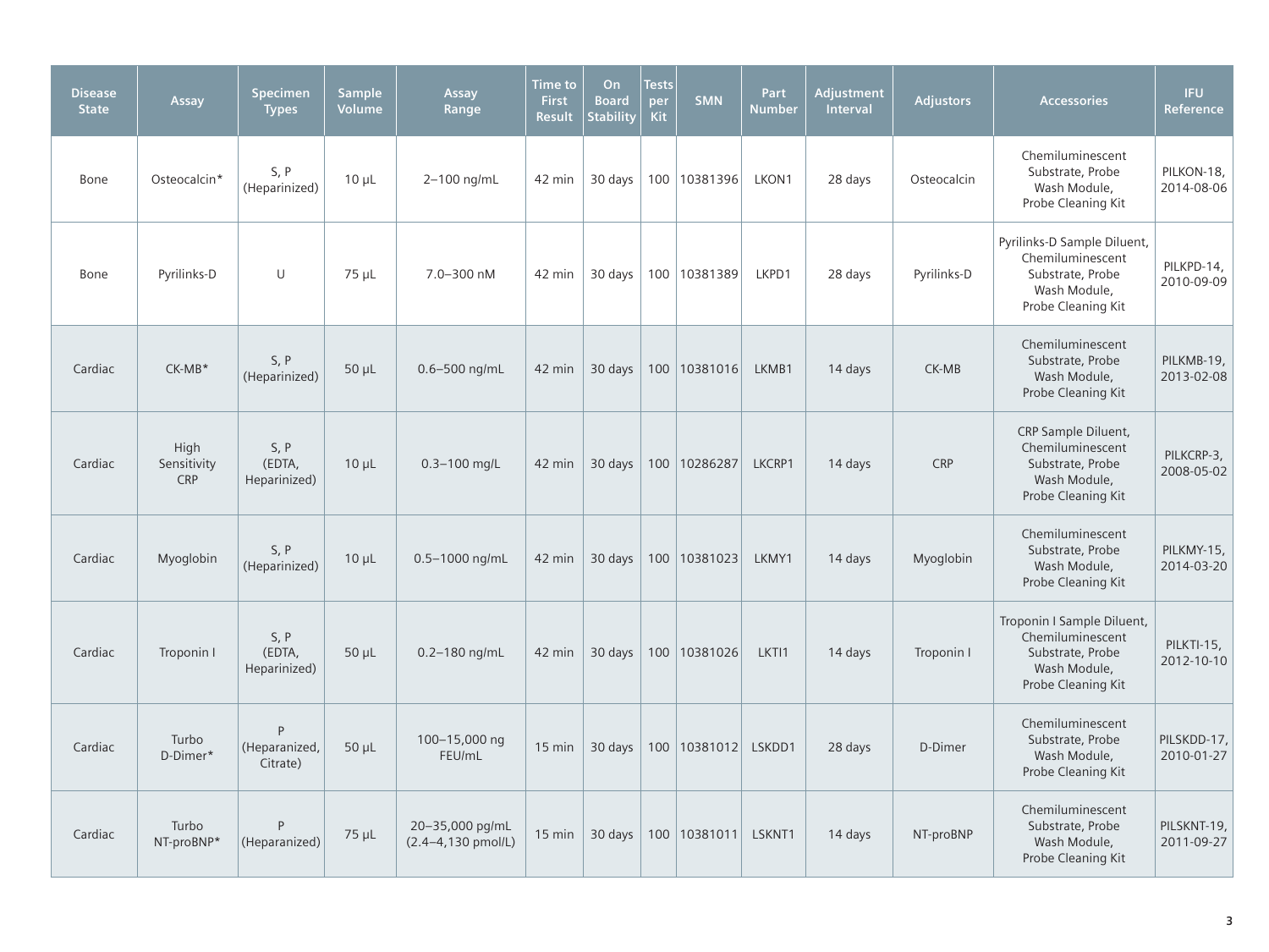| Disease State | Assay | Specimen Types | Sample Volume | Assay Range | Time to First Result | On Board Stability | Tests per Kit | SMN | Part Number | Adjustment Interval | Adjustors | Accessories | IFU Reference |
|---|---|---|---|---|---|---|---|---|---|---|---|---|---|
| Bone | Osteocalcin* | S, P (Heparinized) | 10 µL | 2–100 ng/mL | 42 min | 30 days | 100 | 10381396 | LKON1 | 28 days | Osteocalcin | Chemiluminescent Substrate, Probe Wash Module, Probe Cleaning Kit | PILKON-18, 2014-08-06 |
| Bone | Pyrilinks-D | U | 75 µL | 7.0–300 nM | 42 min | 30 days | 100 | 10381389 | LKPD1 | 28 days | Pyrilinks-D | Pyrilinks-D Sample Diluent, Chemiluminescent Substrate, Probe Wash Module, Probe Cleaning Kit | PILKPD-14, 2010-09-09 |
| Cardiac | CK-MB* | S, P (Heparinized) | 50 µL | 0.6–500 ng/mL | 42 min | 30 days | 100 | 10381016 | LKMB1 | 14 days | CK-MB | Chemiluminescent Substrate, Probe Wash Module, Probe Cleaning Kit | PILKMB-19, 2013-02-08 |
| Cardiac | High Sensitivity CRP | S, P (EDTA, Heparinized) | 10 µL | 0.3–100 mg/L | 42 min | 30 days | 100 | 10286287 | LKCRP1 | 14 days | CRP | CRP Sample Diluent, Chemiluminescent Substrate, Probe Wash Module, Probe Cleaning Kit | PILKCRP-3, 2008-05-02 |
| Cardiac | Myoglobin | S, P (Heparinized) | 10 µL | 0.5–1000 ng/mL | 42 min | 30 days | 100 | 10381023 | LKMY1 | 14 days | Myoglobin | Chemiluminescent Substrate, Probe Wash Module, Probe Cleaning Kit | PILKMY-15, 2014-03-20 |
| Cardiac | Troponin I | S, P (EDTA, Heparinized) | 50 µL | 0.2–180 ng/mL | 42 min | 30 days | 100 | 10381026 | LKTI1 | 14 days | Troponin I | Troponin I Sample Diluent, Chemiluminescent Substrate, Probe Wash Module, Probe Cleaning Kit | PILKTI-15, 2012-10-10 |
| Cardiac | Turbo D-Dimer* | P (Heparanized, Citrate) | 50 µL | 100–15,000 ng FEU/mL | 15 min | 30 days | 100 | 10381012 | LSKDD1 | 28 days | D-Dimer | Chemiluminescent Substrate, Probe Wash Module, Probe Cleaning Kit | PILSKDD-17, 2010-01-27 |
| Cardiac | Turbo NT-proBNP* | P (Heparanized) | 75 µL | 20–35,000 pg/mL (2.4–4,130 pmol/L) | 15 min | 30 days | 100 | 10381011 | LSKNT1 | 14 days | NT-proBNP | Chemiluminescent Substrate, Probe Wash Module, Probe Cleaning Kit | PILSKNT-19, 2011-09-27 |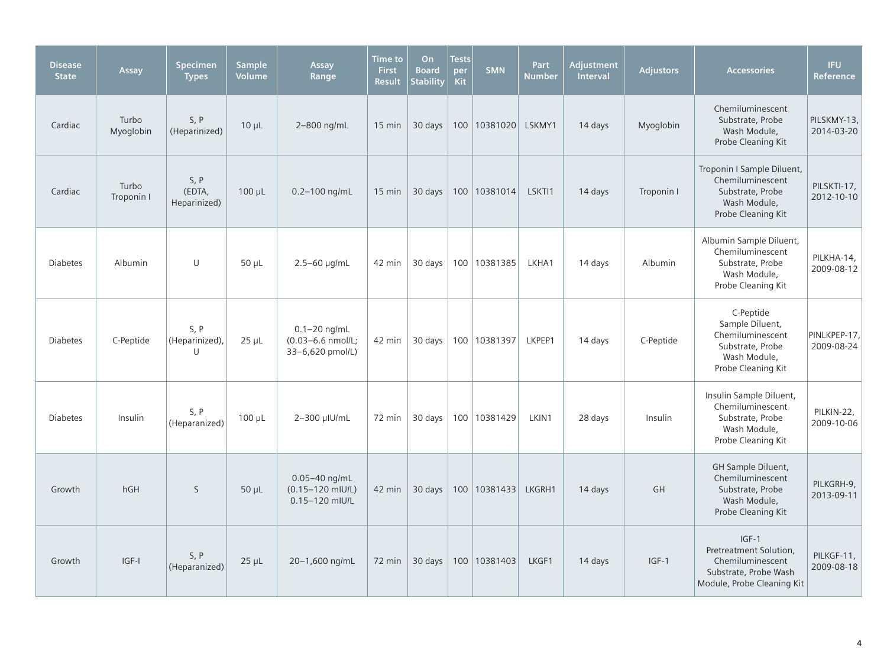| Disease State | Assay | Specimen Types | Sample Volume | Assay Range | Time to First Result | On Board Stability | Tests per Kit | SMN | Part Number | Adjustment Interval | Adjustors | Accessories | IFU Reference |
|---|---|---|---|---|---|---|---|---|---|---|---|---|---|
| Cardiac | Turbo Myoglobin | S, P (Heparinized) | 10 µL | 2–800 ng/mL | 15 min | 30 days | 100 | 10381020 | LSKMY1 | 14 days | Myoglobin | Chemiluminescent Substrate, Probe Wash Module, Probe Cleaning Kit | PILSKMY-13, 2014-03-20 |
| Cardiac | Turbo Troponin I | S, P (EDTA, Heparinized) | 100 µL | 0.2–100 ng/mL | 15 min | 30 days | 100 | 10381014 | LSKTI1 | 14 days | Troponin I | Troponin I Sample Diluent, Chemiluminescent Substrate, Probe Wash Module, Probe Cleaning Kit | PILSKTI-17, 2012-10-10 |
| Diabetes | Albumin | U | 50 µL | 2.5–60 µg/mL | 42 min | 30 days | 100 | 10381385 | LKHA1 | 14 days | Albumin | Albumin Sample Diluent, Chemiluminescent Substrate, Probe Wash Module, Probe Cleaning Kit | PILKHA-14, 2009-08-12 |
| Diabetes | C-Peptide | S, P (Heparinized), U | 25 µL | 0.1–20 ng/mL (0.03–6.6 nmol/L; 33–6,620 pmol/L) | 42 min | 30 days | 100 | 10381397 | LKPEP1 | 14 days | C-Peptide | C-Peptide Sample Diluent, Chemiluminescent Substrate, Probe Wash Module, Probe Cleaning Kit | PINLKPEP-17, 2009-08-24 |
| Diabetes | Insulin | S, P (Heparanized) | 100 µL | 2–300 µIU/mL | 72 min | 30 days | 100 | 10381429 | LKIN1 | 28 days | Insulin | Insulin Sample Diluent, Chemiluminescent Substrate, Probe Wash Module, Probe Cleaning Kit | PILKIN-22, 2009-10-06 |
| Growth | hGH | S | 50 µL | 0.05–40 ng/mL (0.15–120 mIU/L) 0.15–120 mIU/L | 42 min | 30 days | 100 | 10381433 | LKGRH1 | 14 days | GH | GH Sample Diluent, Chemiluminescent Substrate, Probe Wash Module, Probe Cleaning Kit | PILKGRH-9, 2013-09-11 |
| Growth | IGF-I | S, P (Heparanized) | 25 µL | 20–1,600 ng/mL | 72 min | 30 days | 100 | 10381403 | LKGF1 | 14 days | IGF-1 | IGF-1 Pretreatment Solution, Chemiluminescent Substrate, Probe Wash Module, Probe Cleaning Kit | PILKGF-11, 2009-08-18 |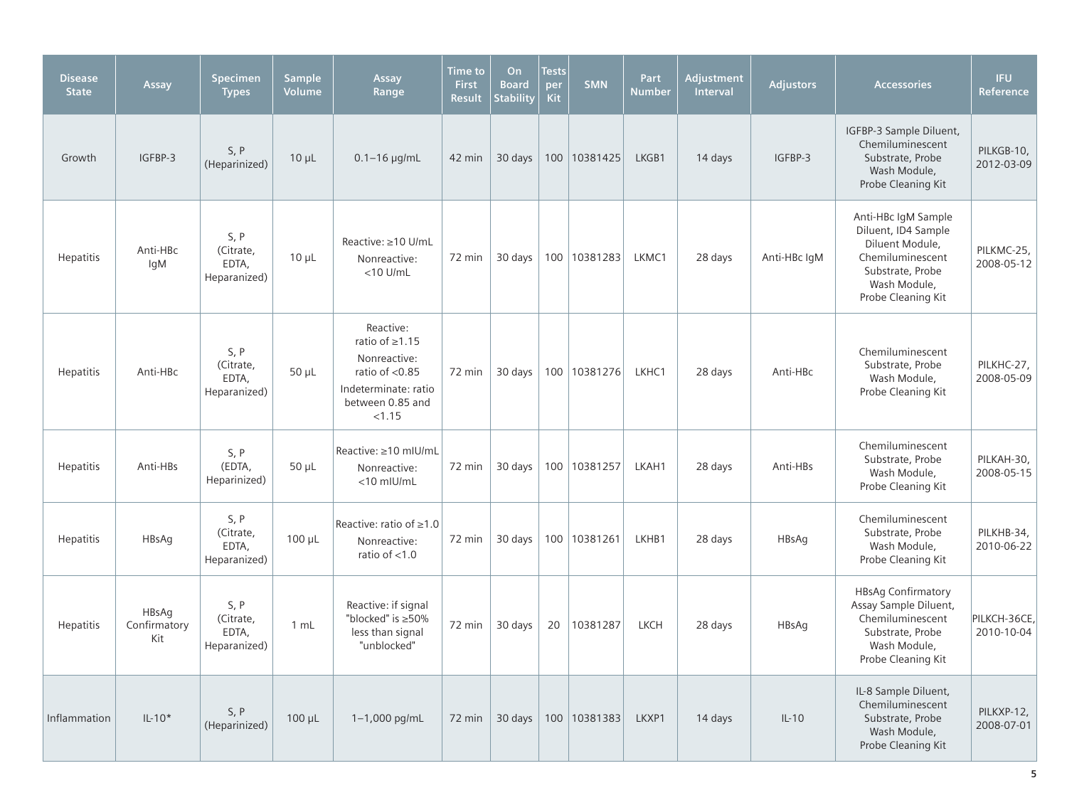| Disease State | Assay | Specimen Types | Sample Volume | Assay Range | Time to First Result | On Board Stability | Tests per Kit | SMN | Part Number | Adjustment Interval | Adjustors | Accessories | IFU Reference |
|---|---|---|---|---|---|---|---|---|---|---|---|---|---|
| Growth | IGFBP-3 | S, P (Heparinized) | 10 µL | 0.1–16 µg/mL | 42 min | 30 days | 100 | 10381425 | LKGB1 | 14 days | IGFBP-3 | IGFBP-3 Sample Diluent, Chemiluminescent Substrate, Probe Wash Module, Probe Cleaning Kit | PILKGB-10, 2012-03-09 |
| Hepatitis | Anti-HBc IgM | S, P (Citrate, EDTA, Heparanized) | 10 µL | Reactive: ≥10 U/mL Nonreactive: <10 U/mL | 72 min | 30 days | 100 | 10381283 | LKMC1 | 28 days | Anti-HBc IgM | Anti-HBc IgM Sample Diluent, ID4 Sample Diluent Module, Chemiluminescent Substrate, Probe Wash Module, Probe Cleaning Kit | PILKMC-25, 2008-05-12 |
| Hepatitis | Anti-HBc | S, P (Citrate, EDTA, Heparanized) | 50 µL | Reactive: ratio of ≥1.15 Nonreactive: ratio of <0.85 Indeterminate: ratio between 0.85 and <1.15 | 72 min | 30 days | 100 | 10381276 | LKHC1 | 28 days | Anti-HBc | Chemiluminescent Substrate, Probe Wash Module, Probe Cleaning Kit | PILKHC-27, 2008-05-09 |
| Hepatitis | Anti-HBs | S, P (EDTA, Heparinized) | 50 µL | Reactive: ≥10 mIU/mL Nonreactive: <10 mIU/mL | 72 min | 30 days | 100 | 10381257 | LKAH1 | 28 days | Anti-HBs | Chemiluminescent Substrate, Probe Wash Module, Probe Cleaning Kit | PILKAH-30, 2008-05-15 |
| Hepatitis | HBsAg | S, P (Citrate, EDTA, Heparanized) | 100 µL | Reactive: ratio of ≥1.0 Nonreactive: ratio of <1.0 | 72 min | 30 days | 100 | 10381261 | LKHB1 | 28 days | HBsAg | Chemiluminescent Substrate, Probe Wash Module, Probe Cleaning Kit | PILKHB-34, 2010-06-22 |
| Hepatitis | HBsAg Confirmatory Kit | S, P (Citrate, EDTA, Heparanized) | 1 mL | Reactive: if signal "blocked" is ≥50% less than signal "unblocked" | 72 min | 30 days | 20 | 10381287 | LKCH | 28 days | HBsAg | HBsAg Confirmatory Assay Sample Diluent, Chemiluminescent Substrate, Probe Wash Module, Probe Cleaning Kit | PILKCH-36CE, 2010-10-04 |
| Inflammation | IL-10* | S, P (Heparinized) | 100 µL | 1–1,000 pg/mL | 72 min | 30 days | 100 | 10381383 | LKXP1 | 14 days | IL-10 | IL-8 Sample Diluent, Chemiluminescent Substrate, Probe Wash Module, Probe Cleaning Kit | PILKXP-12, 2008-07-01 |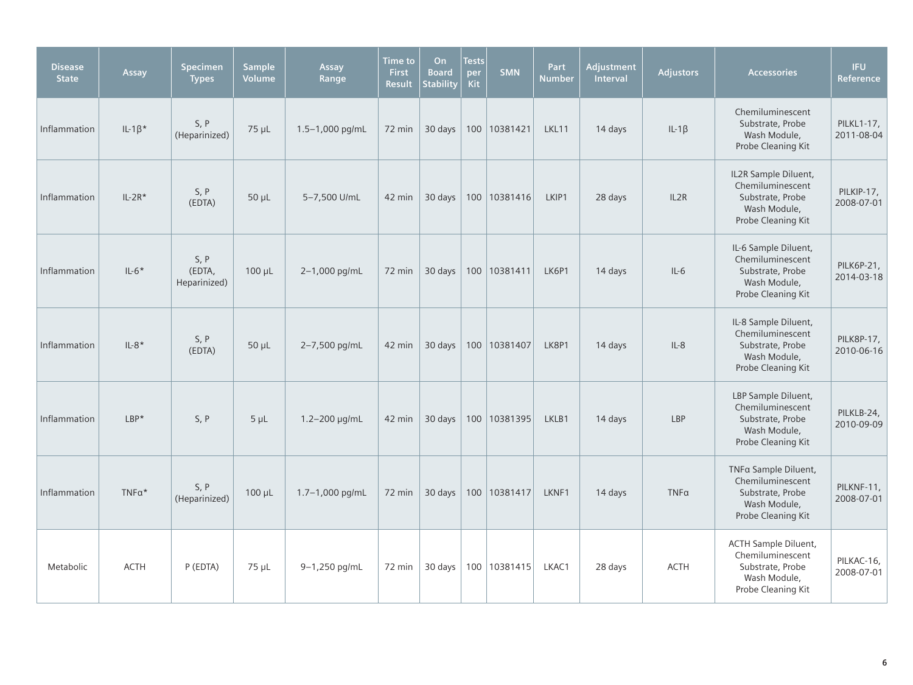| Disease State | Assay | Specimen Types | Sample Volume | Assay Range | Time to First Result | On Board Stability | Tests per Kit | SMN | Part Number | Adjustment Interval | Adjustors | Accessories | IFU Reference |
|---|---|---|---|---|---|---|---|---|---|---|---|---|---|
| Inflammation | IL-1β* | S, P (Heparinized) | 75 µL | 1.5–1,000 pg/mL | 72 min | 30 days | 100 | 10381421 | LKL11 | 14 days | IL-1β | Chemiluminescent Substrate, Probe Wash Module, Probe Cleaning Kit | PILKL1-17, 2011-08-04 |
| Inflammation | IL-2R* | S, P (EDTA) | 50 µL | 5–7,500 U/mL | 42 min | 30 days | 100 | 10381416 | LKIP1 | 28 days | IL2R | IL2R Sample Diluent, Chemiluminescent Substrate, Probe Wash Module, Probe Cleaning Kit | PILKIP-17, 2008-07-01 |
| Inflammation | IL-6* | S, P (EDTA, Heparinized) | 100 µL | 2–1,000 pg/mL | 72 min | 30 days | 100 | 10381411 | LK6P1 | 14 days | IL-6 | IL-6 Sample Diluent, Chemiluminescent Substrate, Probe Wash Module, Probe Cleaning Kit | PILK6P-21, 2014-03-18 |
| Inflammation | IL-8* | S, P (EDTA) | 50 µL | 2–7,500 pg/mL | 42 min | 30 days | 100 | 10381407 | LK8P1 | 14 days | IL-8 | IL-8 Sample Diluent, Chemiluminescent Substrate, Probe Wash Module, Probe Cleaning Kit | PILK8P-17, 2010-06-16 |
| Inflammation | LBP* | S, P | 5 µL | 1.2–200 µg/mL | 42 min | 30 days | 100 | 10381395 | LKLB1 | 14 days | LBP | LBP Sample Diluent, Chemiluminescent Substrate, Probe Wash Module, Probe Cleaning Kit | PILKLB-24, 2010-09-09 |
| Inflammation | TNFα* | S, P (Heparinized) | 100 µL | 1.7–1,000 pg/mL | 72 min | 30 days | 100 | 10381417 | LKNF1 | 14 days | TNFα | TNFα Sample Diluent, Chemiluminescent Substrate, Probe Wash Module, Probe Cleaning Kit | PILKNF-11, 2008-07-01 |
| Metabolic | ACTH | P (EDTA) | 75 µL | 9–1,250 pg/mL | 72 min | 30 days | 100 | 10381415 | LKAC1 | 28 days | ACTH | ACTH Sample Diluent, Chemiluminescent Substrate, Probe Wash Module, Probe Cleaning Kit | PILKAC-16, 2008-07-01 |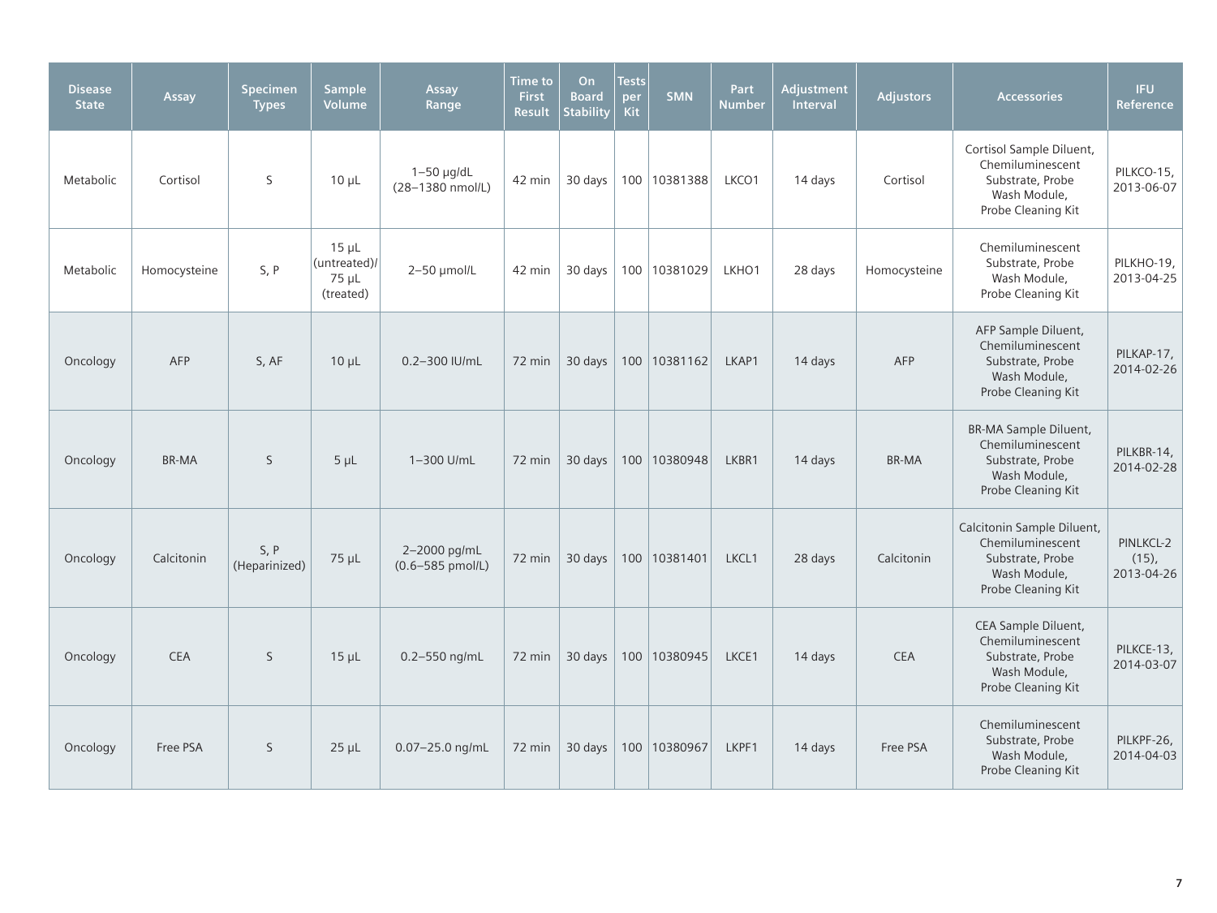| Disease State | Assay | Specimen Types | Sample Volume | Assay Range | Time to First Result | On Board Stability | Tests per Kit | SMN | Part Number | Adjustment Interval | Adjustors | Accessories | IFU Reference |
|---|---|---|---|---|---|---|---|---|---|---|---|---|---|
| Metabolic | Cortisol | S | 10 µL | 1–50 µg/dL (28–1380 nmol/L) | 42 min | 30 days | 100 | 10381388 | LKCO1 | 14 days | Cortisol | Cortisol Sample Diluent, Chemiluminescent Substrate, Probe Wash Module, Probe Cleaning Kit | PILKCO-15, 2013-06-07 |
| Metabolic | Homocysteine | S, P | 15 µL (untreated)/ 75 µL (treated) | 2–50 µmol/L | 42 min | 30 days | 100 | 10381029 | LKHO1 | 28 days | Homocysteine | Chemiluminescent Substrate, Probe Wash Module, Probe Cleaning Kit | PILKHO-19, 2013-04-25 |
| Oncology | AFP | S, AF | 10 µL | 0.2–300 IU/mL | 72 min | 30 days | 100 | 10381162 | LKAP1 | 14 days | AFP | AFP Sample Diluent, Chemiluminescent Substrate, Probe Wash Module, Probe Cleaning Kit | PILKAP-17, 2014-02-26 |
| Oncology | BR-MA | S | 5 µL | 1–300 U/mL | 72 min | 30 days | 100 | 10380948 | LKBR1 | 14 days | BR-MA | BR-MA Sample Diluent, Chemiluminescent Substrate, Probe Wash Module, Probe Cleaning Kit | PILKBR-14, 2014-02-28 |
| Oncology | Calcitonin | S, P (Heparinized) | 75 µL | 2–2000 pg/mL (0.6–585 pmol/L) | 72 min | 30 days | 100 | 10381401 | LKCL1 | 28 days | Calcitonin | Calcitonin Sample Diluent, Chemiluminescent Substrate, Probe Wash Module, Probe Cleaning Kit | PINLKCL-2 (15), 2013-04-26 |
| Oncology | CEA | S | 15 µL | 0.2–550 ng/mL | 72 min | 30 days | 100 | 10380945 | LKCE1 | 14 days | CEA | CEA Sample Diluent, Chemiluminescent Substrate, Probe Wash Module, Probe Cleaning Kit | PILKCE-13, 2014-03-07 |
| Oncology | Free PSA | S | 25 µL | 0.07–25.0 ng/mL | 72 min | 30 days | 100 | 10380967 | LKPF1 | 14 days | Free PSA | Chemiluminescent Substrate, Probe Wash Module, Probe Cleaning Kit | PILKPF-26, 2014-04-03 |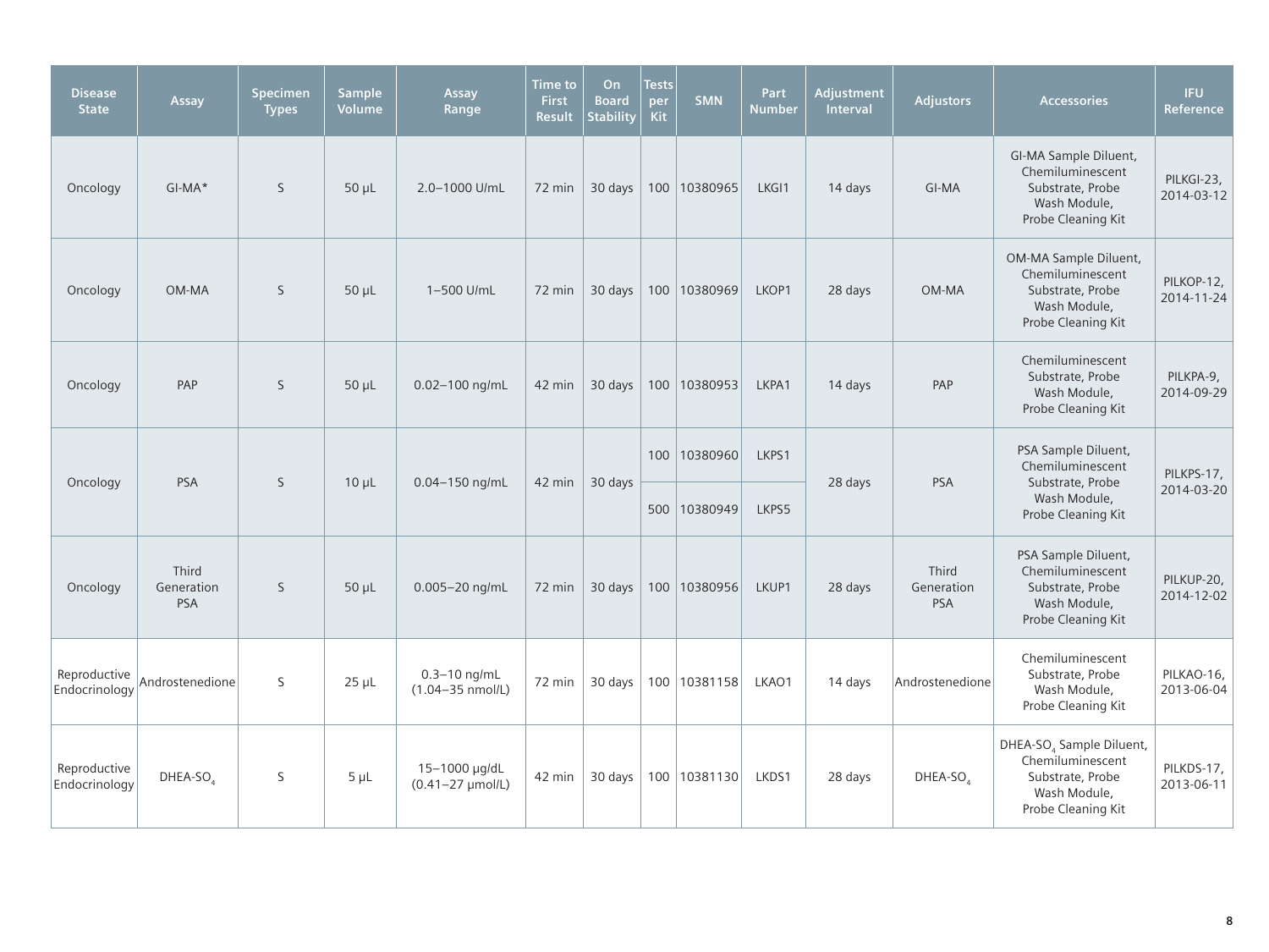| Disease State | Assay | Specimen Types | Sample Volume | Assay Range | Time to First Result | On Board Stability | Tests per Kit | SMN | Part Number | Adjustment Interval | Adjustors | Accessories | IFU Reference |
|---|---|---|---|---|---|---|---|---|---|---|---|---|---|
| Oncology | GI-MA* | S | 50 µL | 2.0–1000 U/mL | 72 min | 30 days | 100 | 10380965 | LKGI1 | 14 days | GI-MA | GI-MA Sample Diluent, Chemiluminescent Substrate, Probe Wash Module, Probe Cleaning Kit | PILKGI-23, 2014-03-12 |
| Oncology | OM-MA | S | 50 µL | 1–500 U/mL | 72 min | 30 days | 100 | 10380969 | LKOP1 | 28 days | OM-MA | OM-MA Sample Diluent, Chemiluminescent Substrate, Probe Wash Module, Probe Cleaning Kit | PILKOP-12, 2014-11-24 |
| Oncology | PAP | S | 50 µL | 0.02–100 ng/mL | 42 min | 30 days | 100 | 10380953 | LKPA1 | 14 days | PAP | Chemiluminescent Substrate, Probe Wash Module, Probe Cleaning Kit | PILKPA-9, 2014-09-29 |
| Oncology | PSA | S | 10 µL | 0.04–150 ng/mL | 42 min | 30 days | 100 | 10380960 | LKPS1 | 28 days | PSA | PSA Sample Diluent, Chemiluminescent Substrate, Probe Wash Module, Probe Cleaning Kit | PILKPS-17, 2014-03-20 |
| | | | | | | | 500 | 10380949 | LKPS5 | | | | |
| Oncology | Third Generation PSA | S | 50 µL | 0.005–20 ng/mL | 72 min | 30 days | 100 | 10380956 | LKUP1 | 28 days | Third Generation PSA | PSA Sample Diluent, Chemiluminescent Substrate, Probe Wash Module, Probe Cleaning Kit | PILKUP-20, 2014-12-02 |
| Reproductive Endocrinology | Androstenedione | S | 25 µL | 0.3–10 ng/mL (1.04–35 nmol/L) | 72 min | 30 days | 100 | 10381158 | LKAO1 | 14 days | Androstenedione | Chemiluminescent Substrate, Probe Wash Module, Probe Cleaning Kit | PILKAO-16, 2013-06-04 |
| Reproductive Endocrinology | DHEA-$SO_4$ | S | 5 µL | 15–1000 µg/dL (0.41–27 µmol/L) | 42 min | 30 days | 100 | 10381130 | LKDS1 | 28 days | DHEA-$SO_4$ | DHEA-$SO_4$ Sample Diluent, Chemiluminescent Substrate, Probe Wash Module, Probe Cleaning Kit | PILKDS-17, 2013-06-11 |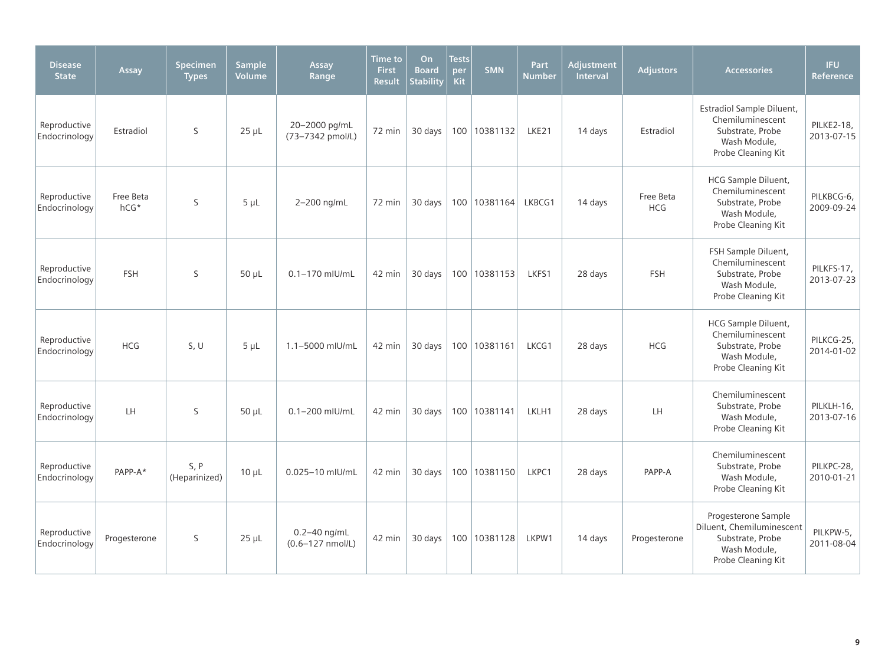| Disease State | Assay | Specimen Types | Sample Volume | Assay Range | Time to First Result | On Board Stability | Tests per Kit | SMN | Part Number | Adjustment Interval | Adjustors | Accessories | IFU Reference |
| --- | --- | --- | --- | --- | --- | --- | --- | --- | --- | --- | --- | --- | --- |
| Reproductive Endocrinology | Estradiol | S | 25 µL | 20–2000 pg/mL (73–7342 pmol/L) | 72 min | 30 days | 100 | 10381132 | LKE21 | 14 days | Estradiol | Estradiol Sample Diluent, Chemiluminescent Substrate, Probe Wash Module, Probe Cleaning Kit | PILKE2-18, 2013-07-15 |
| Reproductive Endocrinology | Free Beta hCG* | S | 5 µL | 2–200 ng/mL | 72 min | 30 days | 100 | 10381164 | LKBCG1 | 14 days | Free Beta HCG | HCG Sample Diluent, Chemiluminescent Substrate, Probe Wash Module, Probe Cleaning Kit | PILKBCG-6, 2009-09-24 |
| Reproductive Endocrinology | FSH | S | 50 µL | 0.1–170 mIU/mL | 42 min | 30 days | 100 | 10381153 | LKFS1 | 28 days | FSH | FSH Sample Diluent, Chemiluminescent Substrate, Probe Wash Module, Probe Cleaning Kit | PILKFS-17, 2013-07-23 |
| Reproductive Endocrinology | HCG | S, U | 5 µL | 1.1–5000 mIU/mL | 42 min | 30 days | 100 | 10381161 | LKCG1 | 28 days | HCG | HCG Sample Diluent, Chemiluminescent Substrate, Probe Wash Module, Probe Cleaning Kit | PILKCG-25, 2014-01-02 |
| Reproductive Endocrinology | LH | S | 50 µL | 0.1–200 mIU/mL | 42 min | 30 days | 100 | 10381141 | LKLH1 | 28 days | LH | Chemiluminescent Substrate, Probe Wash Module, Probe Cleaning Kit | PILKLH-16, 2013-07-16 |
| Reproductive Endocrinology | PAPP-A* | S, P (Heparinized) | 10 µL | 0.025–10 mIU/mL | 42 min | 30 days | 100 | 10381150 | LKPC1 | 28 days | PAPP-A | Chemiluminescent Substrate, Probe Wash Module, Probe Cleaning Kit | PILKPC-28, 2010-01-21 |
| Reproductive Endocrinology | Progesterone | S | 25 µL | 0.2–40 ng/mL (0.6–127 nmol/L) | 42 min | 30 days | 100 | 10381128 | LKPW1 | 14 days | Progesterone | Progesterone Sample Diluent, Chemiluminescent Substrate, Probe Wash Module, Probe Cleaning Kit | PILKPW-5, 2011-08-04 |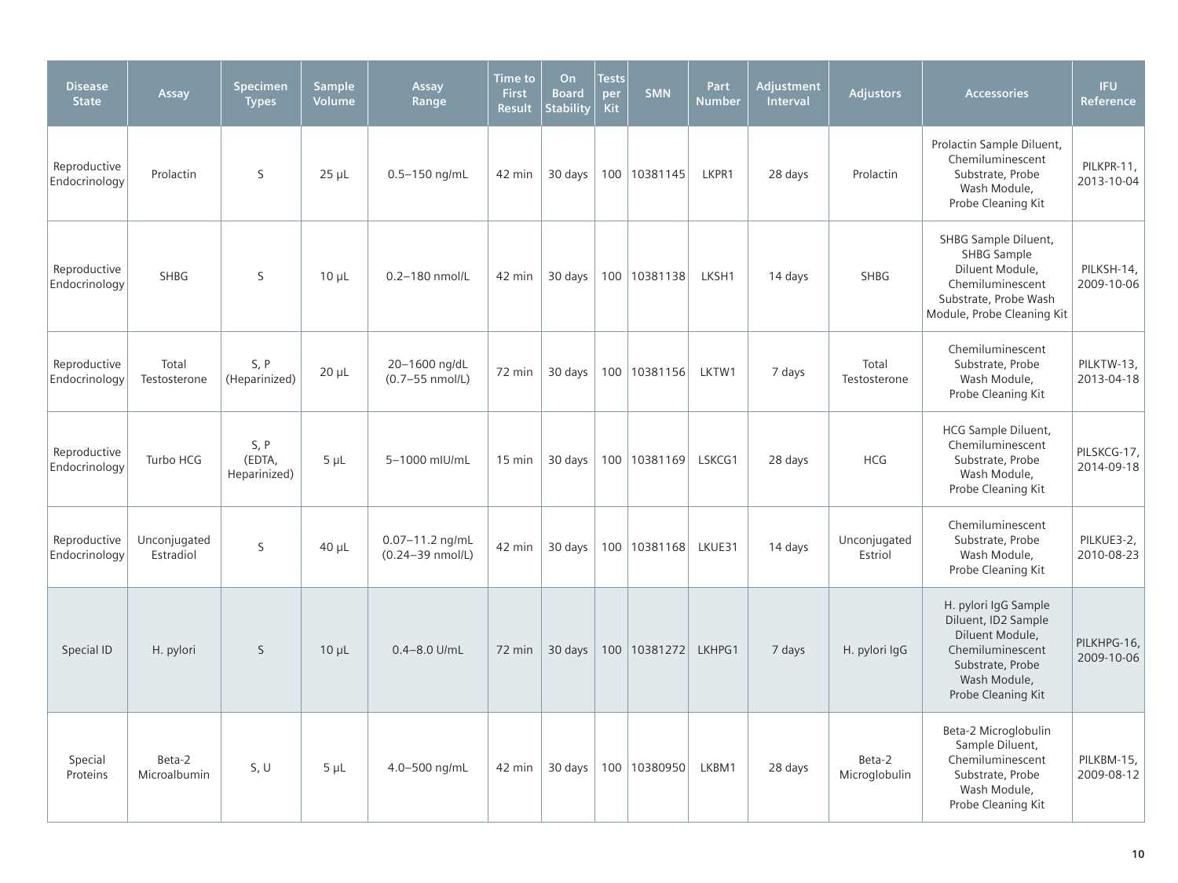| Disease State | Assay | Specimen Types | Sample Volume | Assay Range | Time to First Result | On Board Stability | Tests per Kit | SMN | Part Number | Adjustment Interval | Adjustors | Accessories | IFU Reference |
|---|---|---|---|---|---|---|---|---|---|---|---|---|---|
| Reproductive Endocrinology | Prolactin | S | 25 µL | 0.5–150 ng/mL | 42 min | 30 days | 100 | 10381145 | LKPR1 | 28 days | Prolactin | Prolactin Sample Diluent, Chemiluminescent Substrate, Probe Wash Module, Probe Cleaning Kit | PILKPR-11, 2013-10-04 |
| Reproductive Endocrinology | SHBG | S | 10 µL | 0.2–180 nmol/L | 42 min | 30 days | 100 | 10381138 | LKSH1 | 14 days | SHBG | SHBG Sample Diluent, SHBG Sample Diluent Module, Chemiluminescent Substrate, Probe Wash Module, Probe Cleaning Kit | PILKSH-14, 2009-10-06 |
| Reproductive Endocrinology | Total Testosterone | S, P (Heparinized) | 20 µL | 20–1600 ng/dL (0.7–55 nmol/L) | 72 min | 30 days | 100 | 10381156 | LKTW1 | 7 days | Total Testosterone | Chemiluminescent Substrate, Probe Wash Module, Probe Cleaning Kit | PILKTW-13, 2013-04-18 |
| Reproductive Endocrinology | Turbo HCG | S, P (EDTA, Heparinized) | 5 µL | 5–1000 mIU/mL | 15 min | 30 days | 100 | 10381169 | LSKCG1 | 28 days | HCG | HCG Sample Diluent, Chemiluminescent Substrate, Probe Wash Module, Probe Cleaning Kit | PILSKCG-17, 2014-09-18 |
| Reproductive Endocrinology | Unconjugated Estradiol | S | 40 µL | 0.07–11.2 ng/mL (0.24–39 nmol/L) | 42 min | 30 days | 100 | 10381168 | LKUE31 | 14 days | Unconjugated Estriol | Chemiluminescent Substrate, Probe Wash Module, Probe Cleaning Kit | PILKUE3-2, 2010-08-23 |
| Special ID | H. pylori | S | 10 µL | 0.4–8.0 U/mL | 72 min | 30 days | 100 | 10381272 | LKHPG1 | 7 days | H. pylori IgG | H. pylori IgG Sample Diluent, ID2 Sample Diluent Module, Chemiluminescent Substrate, Probe Wash Module, Probe Cleaning Kit | PILKHPG-16, 2009-10-06 |
| Special Proteins | Beta-2 Microalbumin | S, U | 5 µL | 4.0–500 ng/mL | 42 min | 30 days | 100 | 10380950 | LKBM1 | 28 days | Beta-2 Microglobulin | Beta-2 Microglobulin Sample Diluent, Chemiluminescent Substrate, Probe Wash Module, Probe Cleaning Kit | PILKBM-15, 2009-08-12 |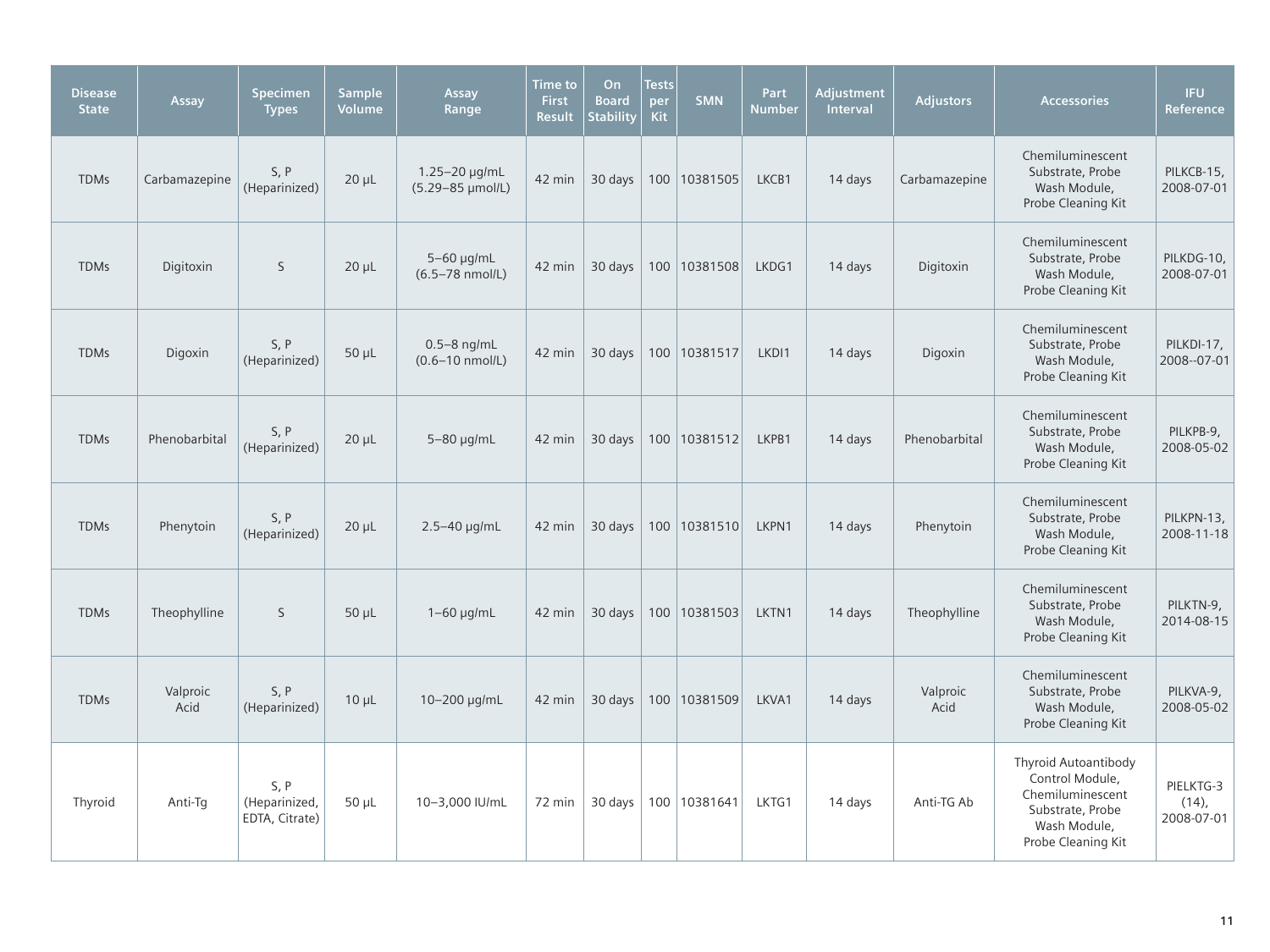| Disease State | Assay | Specimen Types | Sample Volume | Assay Range | Time to First Result | On Board Stability | Tests per Kit | SMN | Part Number | Adjustment Interval | Adjustors | Accessories | IFU Reference |
|---|---|---|---|---|---|---|---|---|---|---|---|---|---|
| TDMs | Carbamazepine | S, P (Heparinized) | 20 µL | 1.25–20 µg/mL (5.29–85 µmol/L) | 42 min | 30 days | 100 | 10381505 | LKCB1 | 14 days | Carbamazepine | Chemiluminescent Substrate, Probe Wash Module, Probe Cleaning Kit | PILKCB-15, 2008-07-01 |
| TDMs | Digitoxin | S | 20 µL | 5–60 µg/mL (6.5–78 nmol/L) | 42 min | 30 days | 100 | 10381508 | LKDG1 | 14 days | Digitoxin | Chemiluminescent Substrate, Probe Wash Module, Probe Cleaning Kit | PILKDG-10, 2008-07-01 |
| TDMs | Digoxin | S, P (Heparinized) | 50 µL | 0.5–8 ng/mL (0.6–10 nmol/L) | 42 min | 30 days | 100 | 10381517 | LKDI1 | 14 days | Digoxin | Chemiluminescent Substrate, Probe Wash Module, Probe Cleaning Kit | PILKDI-17, 2008--07-01 |
| TDMs | Phenobarbital | S, P (Heparinized) | 20 µL | 5–80 µg/mL | 42 min | 30 days | 100 | 10381512 | LKPB1 | 14 days | Phenobarbital | Chemiluminescent Substrate, Probe Wash Module, Probe Cleaning Kit | PILKPB-9, 2008-05-02 |
| TDMs | Phenytoin | S, P (Heparinized) | 20 µL | 2.5–40 µg/mL | 42 min | 30 days | 100 | 10381510 | LKPN1 | 14 days | Phenytoin | Chemiluminescent Substrate, Probe Wash Module, Probe Cleaning Kit | PILKPN-13, 2008-11-18 |
| TDMs | Theophylline | S | 50 µL | 1–60 µg/mL | 42 min | 30 days | 100 | 10381503 | LKTN1 | 14 days | Theophylline | Chemiluminescent Substrate, Probe Wash Module, Probe Cleaning Kit | PILKTN-9, 2014-08-15 |
| TDMs | Valproic Acid | S, P (Heparinized) | 10 µL | 10–200 µg/mL | 42 min | 30 days | 100 | 10381509 | LKVA1 | 14 days | Valproic Acid | Chemiluminescent Substrate, Probe Wash Module, Probe Cleaning Kit | PILKVA-9, 2008-05-02 |
| Thyroid | Anti-Tg | S, P (Heparinized, EDTA, Citrate) | 50 µL | 10–3,000 IU/mL | 72 min | 30 days | 100 | 10381641 | LKTG1 | 14 days | Anti-TG Ab | Thyroid Autoantibody Control Module, Chemiluminescent Substrate, Probe Wash Module, Probe Cleaning Kit | PIELKTG-3 (14), 2008-07-01 |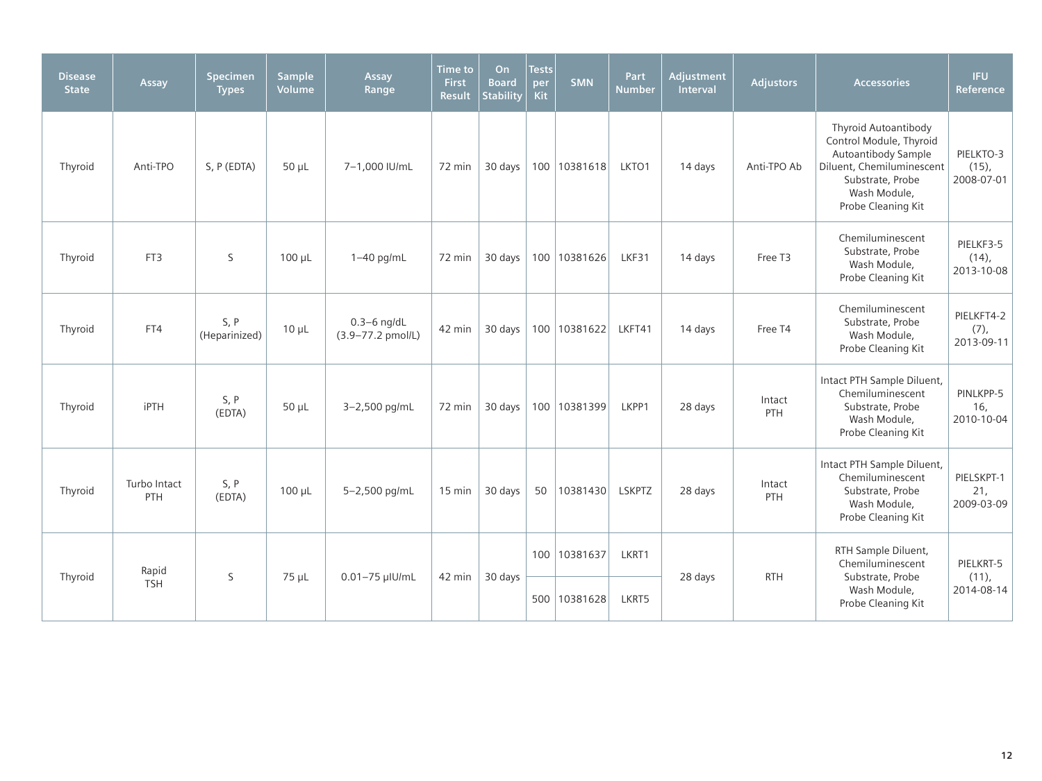| Disease State | Assay | Specimen Types | Sample Volume | Assay Range | Time to First Result | On Board Stability | Tests per Kit | SMN | Part Number | Adjustment Interval | Adjustors | Accessories | IFU Reference |
|---|---|---|---|---|---|---|---|---|---|---|---|---|---|
| Thyroid | Anti-TPO | S, P (EDTA) | 50 µL | 7–1,000 IU/mL | 72 min | 30 days | 100 | 10381618 | LKTO1 | 14 days | Anti-TPO Ab | Thyroid Autoantibody Control Module, Thyroid Autoantibody Sample Diluent, Chemiluminescent Substrate, Probe Wash Module, Probe Cleaning Kit | PIELKTO-3 (15), 2008-07-01 |
| Thyroid | FT3 | S | 100 µL | 1–40 pg/mL | 72 min | 30 days | 100 | 10381626 | LKF31 | 14 days | Free T3 | Chemiluminescent Substrate, Probe Wash Module, Probe Cleaning Kit | PIELKF3-5 (14), 2013-10-08 |
| Thyroid | FT4 | S, P (Heparinized) | 10 µL | 0.3–6 ng/dL (3.9–77.2 pmol/L) | 42 min | 30 days | 100 | 10381622 | LKFT41 | 14 days | Free T4 | Chemiluminescent Substrate, Probe Wash Module, Probe Cleaning Kit | PIELKFT4-2 (7), 2013-09-11 |
| Thyroid | iPTH | S, P (EDTA) | 50 µL | 3–2,500 pg/mL | 72 min | 30 days | 100 | 10381399 | LKPP1 | 28 days | Intact PTH | Intact PTH Sample Diluent, Chemiluminescent Substrate, Probe Wash Module, Probe Cleaning Kit | PINLKPP-5 16, 2010-10-04 |
| Thyroid | Turbo Intact PTH | S, P (EDTA) | 100 µL | 5–2,500 pg/mL | 15 min | 30 days | 50 | 10381430 | LSKPTZ | 28 days | Intact PTH | Intact PTH Sample Diluent, Chemiluminescent Substrate, Probe Wash Module, Probe Cleaning Kit | PIELSKPT-1 21, 2009-03-09 |
| Thyroid | Rapid TSH | S | 75 µL | 0.01–75 µIU/mL | 42 min | 30 days | 100 | 10381637 | LKRT1 | 28 days | RTH | RTH Sample Diluent, Chemiluminescent Substrate, Probe Wash Module, Probe Cleaning Kit | PIELKRT-5 (11), 2014-08-14 |
| | | | | | | | 500 | 10381628 | LKRT5 | | | | |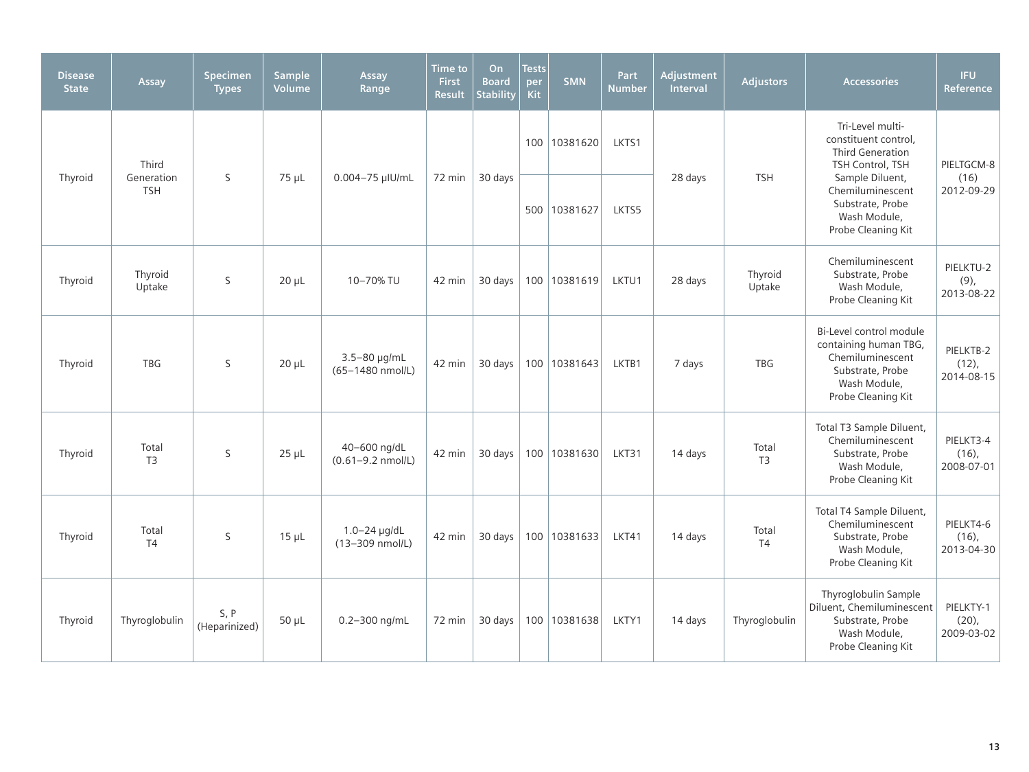| Disease State | Assay | Specimen Types | Sample Volume | Assay Range | Time to First Result | On Board Stability | Tests per Kit | SMN | Part Number | Adjustment Interval | Adjustors | Accessories | IFU Reference |
|---|---|---|---|---|---|---|---|---|---|---|---|---|---|
| Thyroid | Third Generation TSH | S | 75 µL | 0.004–75 µIU/mL | 72 min | 30 days | 100 | 10381620 | LKTS1 | 28 days | TSH | Tri-Level multi-constituent control, Third Generation TSH Control, TSH Sample Diluent, Chemiluminescent Substrate, Probe Wash Module, Probe Cleaning Kit | PIELTGCM-8 (16) 2012-09-29 |
| | | | | | | | 500 | 10381627 | LKTS5 | | | | |
| Thyroid | Thyroid Uptake | S | 20 µL | 10–70% TU | 42 min | 30 days | 100 | 10381619 | LKTU1 | 28 days | Thyroid Uptake | Chemiluminescent Substrate, Probe Wash Module, Probe Cleaning Kit | PIELKTU-2 (9), 2013-08-22 |
| Thyroid | TBG | S | 20 µL | 3.5–80 µg/mL (65–1480 nmol/L) | 42 min | 30 days | 100 | 10381643 | LKTB1 | 7 days | TBG | Bi-Level control module containing human TBG, Chemiluminescent Substrate, Probe Wash Module, Probe Cleaning Kit | PIELKTB-2 (12), 2014-08-15 |
| Thyroid | Total T3 | S | 25 µL | 40–600 ng/dL (0.61–9.2 nmol/L) | 42 min | 30 days | 100 | 10381630 | LKT31 | 14 days | Total T3 | Total T3 Sample Diluent, Chemiluminescent Substrate, Probe Wash Module, Probe Cleaning Kit | PIELKT3-4 (16), 2008-07-01 |
| Thyroid | Total T4 | S | 15 µL | 1.0–24 µg/dL (13–309 nmol/L) | 42 min | 30 days | 100 | 10381633 | LKT41 | 14 days | Total T4 | Total T4 Sample Diluent, Chemiluminescent Substrate, Probe Wash Module, Probe Cleaning Kit | PIELKT4-6 (16), 2013-04-30 |
| Thyroid | Thyroglobulin | S, P (Heparinized) | 50 µL | 0.2–300 ng/mL | 72 min | 30 days | 100 | 10381638 | LKTY1 | 14 days | Thyroglobulin | Thyroglobulin Sample Diluent, Chemiluminescent Substrate, Probe Wash Module, Probe Cleaning Kit | PIELKTY-1 (20), 2009-03-02 |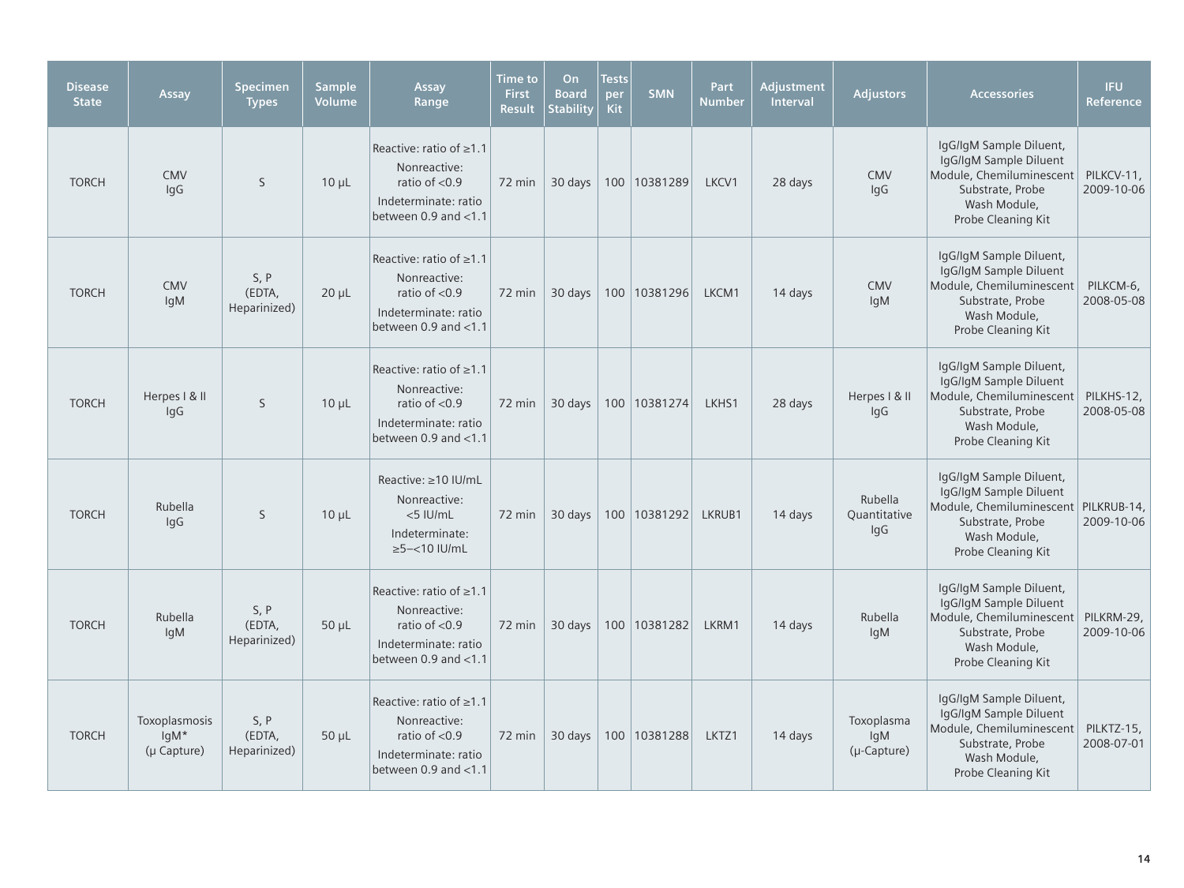| Disease State | Assay | Specimen Types | Sample Volume | Assay Range | Time to First Result | On Board Stability | Tests per Kit | SMN | Part Number | Adjustment Interval | Adjustors | Accessories | IFU Reference |
|---|---|---|---|---|---|---|---|---|---|---|---|---|---|
| TORCH | CMV IgG | S | 10 µL | Reactive: ratio of ≥1.1 Nonreactive: ratio of <0.9 Indeterminate: ratio between 0.9 and <1.1 | 72 min | 30 days | 100 | 10381289 | LKCV1 | 28 days | CMV IgG | IgG/IgM Sample Diluent, IgG/IgM Sample Diluent Module, Chemiluminescent Substrate, Probe Wash Module, Probe Cleaning Kit | PILKCV-11, 2009-10-06 |
| TORCH | CMV IgM | S, P (EDTA, Heparinized) | 20 µL | Reactive: ratio of ≥1.1 Nonreactive: ratio of <0.9 Indeterminate: ratio between 0.9 and <1.1 | 72 min | 30 days | 100 | 10381296 | LKCM1 | 14 days | CMV IgM | IgG/IgM Sample Diluent, IgG/IgM Sample Diluent Module, Chemiluminescent Substrate, Probe Wash Module, Probe Cleaning Kit | PILKCM-6, 2008-05-08 |
| TORCH | Herpes I & II IgG | S | 10 µL | Reactive: ratio of ≥1.1 Nonreactive: ratio of <0.9 Indeterminate: ratio between 0.9 and <1.1 | 72 min | 30 days | 100 | 10381274 | LKHS1 | 28 days | Herpes I & II IgG | IgG/IgM Sample Diluent, IgG/IgM Sample Diluent Module, Chemiluminescent Substrate, Probe Wash Module, Probe Cleaning Kit | PILKHS-12, 2008-05-08 |
| TORCH | Rubella IgG | S | 10 µL | Reactive: ≥10 IU/mL Nonreactive: <5 IU/mL Indeterminate: ≥5–<10 IU/mL | 72 min | 30 days | 100 | 10381292 | LKRUB1 | 14 days | Rubella Quantitative IgG | IgG/IgM Sample Diluent, IgG/IgM Sample Diluent Module, Chemiluminescent Substrate, Probe Wash Module, Probe Cleaning Kit | PILKRUB-14, 2009-10-06 |
| TORCH | Rubella IgM | S, P (EDTA, Heparinized) | 50 µL | Reactive: ratio of ≥1.1 Nonreactive: ratio of <0.9 Indeterminate: ratio between 0.9 and <1.1 | 72 min | 30 days | 100 | 10381282 | LKRM1 | 14 days | Rubella IgM | IgG/IgM Sample Diluent, IgG/IgM Sample Diluent Module, Chemiluminescent Substrate, Probe Wash Module, Probe Cleaning Kit | PILKRM-29, 2009-10-06 |
| TORCH | Toxoplasmosis IgM* (µ Capture) | S, P (EDTA, Heparinized) | 50 µL | Reactive: ratio of ≥1.1 Nonreactive: ratio of <0.9 Indeterminate: ratio between 0.9 and <1.1 | 72 min | 30 days | 100 | 10381288 | LKTZ1 | 14 days | Toxoplasma IgM (µ-Capture) | IgG/IgM Sample Diluent, IgG/IgM Sample Diluent Module, Chemiluminescent Substrate, Probe Wash Module, Probe Cleaning Kit | PILKTZ-15, 2008-07-01 |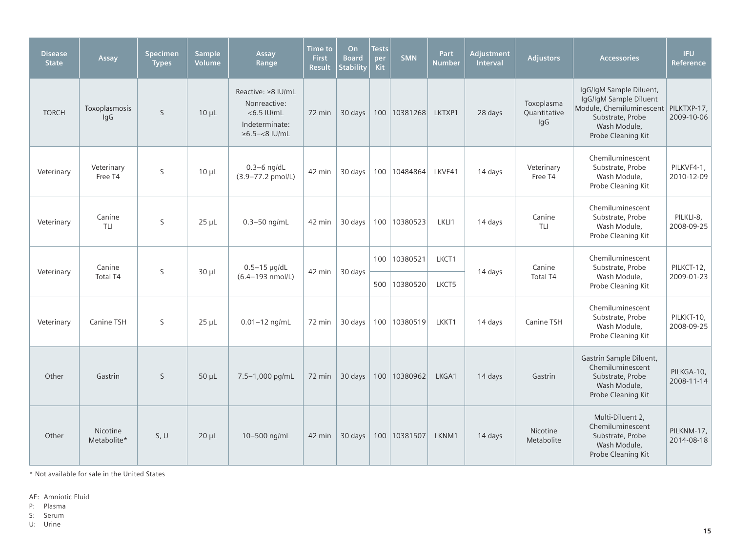| Disease State | Assay | Specimen Types | Sample Volume | Assay Range | Time to First Result | On Board Stability | Tests per Kit | SMN | Part Number | Adjustment Interval | Adjustors | Accessories | IFU Reference |
|---|---|---|---|---|---|---|---|---|---|---|---|---|---|
| TORCH | Toxoplasmosis IgG | S | 10 µL | Reactive: ≥8 IU/mL Nonreactive: <6.5 IU/mL Indeterminate: ≥6.5–<8 IU/mL | 72 min | 30 days | 100 | 10381268 | LKTXP1 | 28 days | Toxoplasma Quantitative IgG | IgG/IgM Sample Diluent, IgG/IgM Sample Diluent Module, Chemiluminescent Substrate, Probe Wash Module, Probe Cleaning Kit | PILKTXP-17, 2009-10-06 |
| Veterinary | Veterinary Free T4 | S | 10 µL | 0.3–6 ng/dL (3.9–77.2 pmol/L) | 42 min | 30 days | 100 | 10484864 | LKVF41 | 14 days | Veterinary Free T4 | Chemiluminescent Substrate, Probe Wash Module, Probe Cleaning Kit | PILKVF4-1, 2010-12-09 |
| Veterinary | Canine TLI | S | 25 µL | 0.3–50 ng/mL | 42 min | 30 days | 100 | 10380523 | LKLI1 | 14 days | Canine TLI | Chemiluminescent Substrate, Probe Wash Module, Probe Cleaning Kit | PILKLI-8, 2008-09-25 |
| Veterinary | Canine Total T4 | S | 30 µL | 0.5–15 µg/dL (6.4–193 nmol/L) | 42 min | 30 days | 100 | 10380521 | LKCT1 | 14 days | Canine Total T4 | Chemiluminescent Substrate, Probe Wash Module, Probe Cleaning Kit | PILKCT-12, 2009-01-23 |
| | | | | | | | 500 | 10380520 | LKCT5 | | | | |
| Veterinary | Canine TSH | S | 25 µL | 0.01–12 ng/mL | 72 min | 30 days | 100 | 10380519 | LKKT1 | 14 days | Canine TSH | Chemiluminescent Substrate, Probe Wash Module, Probe Cleaning Kit | PILKKT-10, 2008-09-25 |
| Other | Gastrin | S | 50 µL | 7.5–1,000 pg/mL | 72 min | 30 days | 100 | 10380962 | LKGA1 | 14 days | Gastrin | Gastrin Sample Diluent, Chemiluminescent Substrate, Probe Wash Module, Probe Cleaning Kit | PILKGA-10, 2008-11-14 |
| Other | Nicotine Metabolite* | S, U | 20 µL | 10–500 ng/mL | 42 min | 30 days | 100 | 10381507 | LKNM1 | 14 days | Nicotine Metabolite | Multi-Diluent 2, Chemiluminescent Substrate, Probe Wash Module, Probe Cleaning Kit | PILKNM-17, 2014-08-18 |

* Not available for sale in the United States

AF: Amniotic Fluid
P: Plasma
S: Serum
U: Urine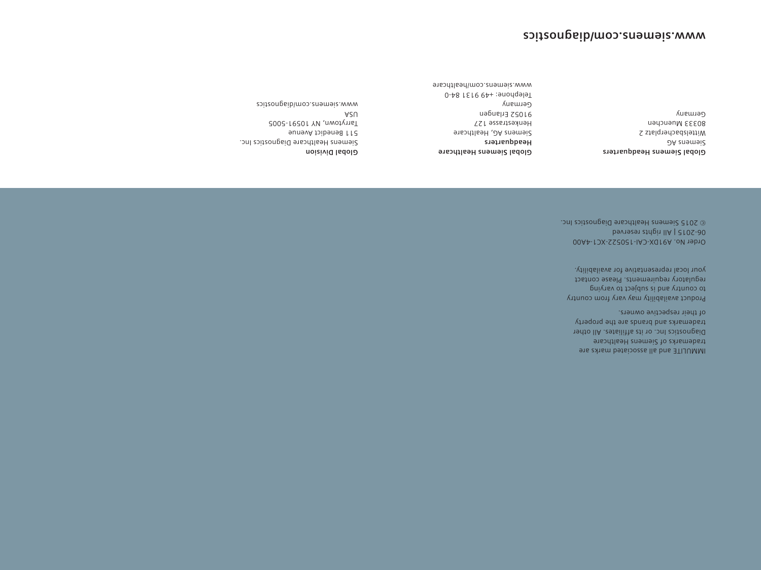IMMULITE and all associated marks are trademarks of Siemens Healthcare Diagnostics Inc. or its affiliates. All other trademarks and brands are the property of their respective owners.

Product availability may vary from country to country and is subject to varying regulatory requirements. Please contact your local representative for availability.

Order No. A91DX-CAI-150522-XC1-4A00
06-2015 | All rights reserved
© 2015 Siemens Healthcare Diagnostics Inc.

**Global Siemens Headquarters**
Siemens AG
Wittelsbacherplatz 2
80333 Muenchen
Germany

**Global Siemens Healthcare Headquarters**
Siemens AG, Healthcare
Henkestrasse 127
91052 Erlangen
Germany
Telephone: +49 9131 84-0
www.siemens.com/healthcare

**Global Division**
Siemens Healthcare Diagnostics Inc.
511 Benedict Avenue
Tarrytown, NY 10591-5005
USA
www.siemens.com/diagnostics

**www.siemens.com/diagnostics**